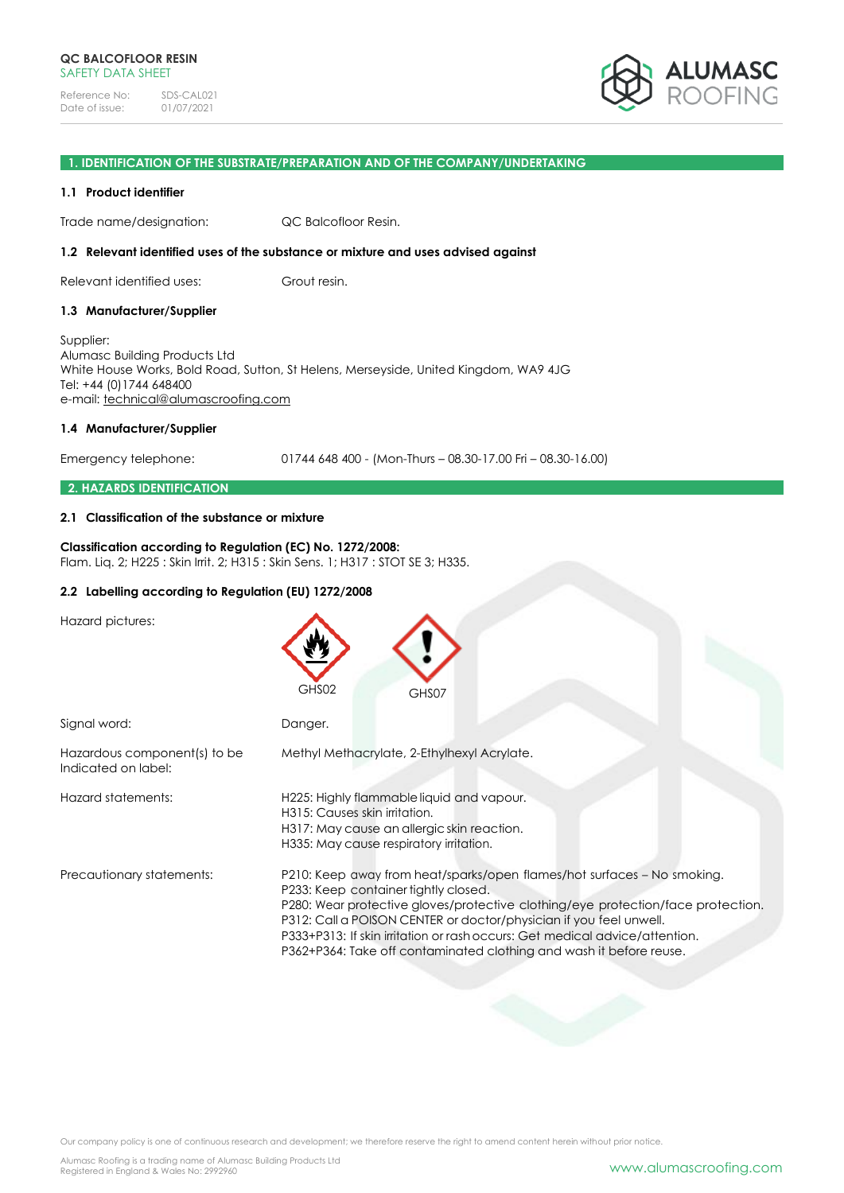**QC BALCOFLOOR RESIN**
SAFETY DATA SHEET

Reference No: SDS-CAL021
Date of issue: 01/07/2021

ALUMASC ROOFING

## 1. IDENTIFICATION OF THE SUBSTRATE/PREPARATION AND OF THE COMPANY/UNDERTAKING

### 1.1 Product identifier

Trade name/designation: QC Balcofloor Resin.

### 1.2 Relevant identified uses of the substance or mixture and uses advised against

Relevant identified uses: Grout resin.

### 1.3 Manufacturer/Supplier

Supplier:
Alumasc Building Products Ltd
White House Works, Bold Road, Sutton, St Helens, Merseyside, United Kingdom, WA9 4JG
Tel: +44 (0)1744 648400
e-mail: technical@alumascroofing.com

### 1.4 Manufacturer/Supplier

Emergency telephone: 01744 648 400 - (Mon-Thurs – 08.30-17.00 Fri – 08.30-16.00)

## 2. HAZARDS IDENTIFICATION

### 2.1 Classification of the substance or mixture

**Classification according to Regulation (EC) No. 1272/2008:**
Flam. Liq. 2; H225 : Skin Irrit. 2; H315 : Skin Sens. 1; H317 : STOT SE 3; H335.

### 2.2 Labelling according to Regulation (EU) 1272/2008

Hazard pictures: GHS02 GHS07

Signal word: Danger.

Hazardous component(s) to be Indicated on label: Methyl Methacrylate, 2-Ethylhexyl Acrylate.

Hazard statements:
H225: Highly flammable liquid and vapour.
H315: Causes skin irritation.
H317: May cause an allergic skin reaction.
H335: May cause respiratory irritation.

Precautionary statements:
P210: Keep away from heat/sparks/open flames/hot surfaces – No smoking.
P233: Keep container tightly closed.
P280: Wear protective gloves/protective clothing/eye protection/face protection.
P312: Call a POISON CENTER or doctor/physician if you feel unwell.
P333+P313: If skin irritation or rash occurs: Get medical advice/attention.
P362+P364: Take off contaminated clothing and wash it before reuse.

Our company policy is one of continuous research and development; we therefore reserve the right to amend content herein without prior notice.

Alumasc Roofing is a trading name of Alumasc Building Products Ltd
Registered in England & Wales No: 2992960

www.alumascroofing.com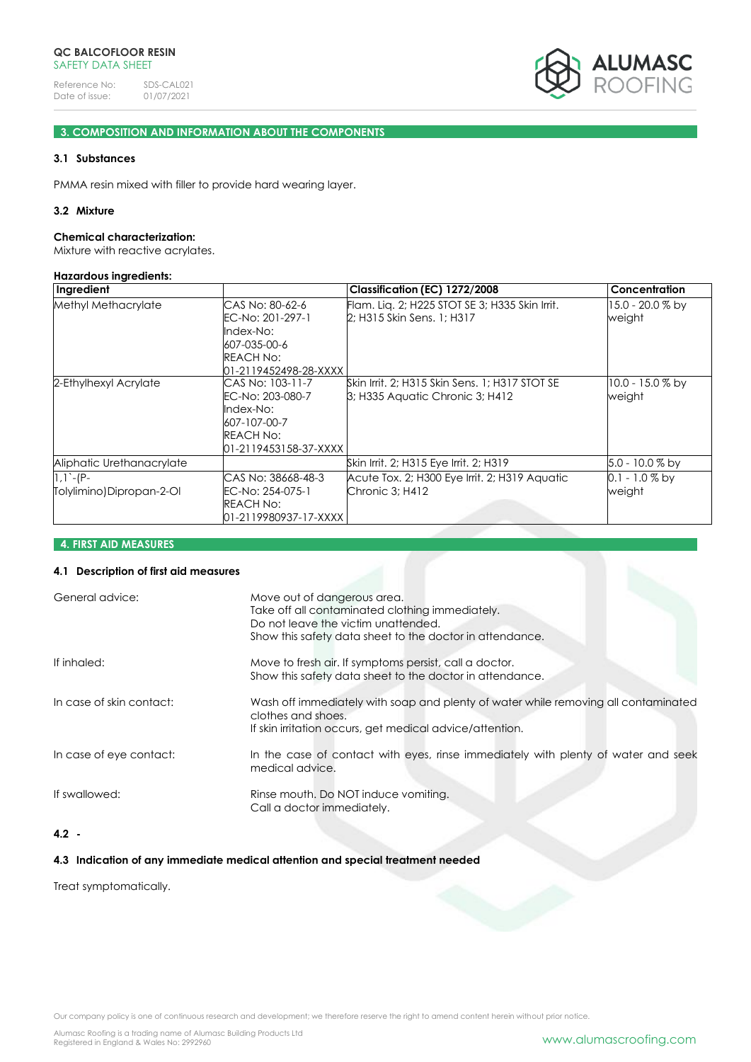## 3. COMPOSITION AND INFORMATION ABOUT THE COMPONENTS

### 3.1 Substances

PMMA resin mixed with filler to provide hard wearing layer.

### 3.2 Mixture

**Chemical characterization:**
Mixture with reactive acrylates.

**Hazardous ingredients:**

| Ingredient | | Classification (EC) 1272/2008 | Concentration |
|---|---|---|---|
| Methyl Methacrylate | CAS No: 80-62-6 EC-No: 201-297-1 Index-No: 607-035-00-6 REACH No: 01-2119452498-28-XXXX | Flam. Liq. 2; H225 STOT SE 3; H335 Skin Irrit. 2; H315 Skin Sens. 1; H317 | 15.0 - 20.0 % by weight |
| 2-Ethylhexyl Acrylate | CAS No: 103-11-7 EC-No: 203-080-7 Index-No: 607-107-00-7 REACH No: 01-2119453158-37-XXXX | Skin Irrit. 2; H315 Skin Sens. 1; H317 STOT SE 3; H335 Aquatic Chronic 3; H412 | 10.0 - 15.0 % by weight |
| Aliphatic Urethanacrylate | | Skin Irrit. 2; H315 Eye Irrit. 2; H319 | 5.0 - 10.0 % by |
| 1,1`-(P-Tolylimino)Dipropan-2-Ol | CAS No: 38668-48-3 EC-No: 254-075-1 REACH No: 01-2119980937-17-XXXX | Acute Tox. 2; H300 Eye Irrit. 2; H319 Aquatic Chronic 3; H412 | 0.1 - 1.0 % by weight |

## 4. FIRST AID MEASURES

### 4.1 Description of first aid measures

General advice: Move out of dangerous area.
Take off all contaminated clothing immediately.
Do not leave the victim unattended.
Show this safety data sheet to the doctor in attendance.

If inhaled: Move to fresh air. If symptoms persist, call a doctor.
Show this safety data sheet to the doctor in attendance.

In case of skin contact: Wash off immediately with soap and plenty of water while removing all contaminated clothes and shoes.
If skin irritation occurs, get medical advice/attention.

In case of eye contact: In the case of contact with eyes, rinse immediately with plenty of water and seek medical advice.

If swallowed: Rinse mouth. Do NOT induce vomiting.
Call a doctor immediately.

### 4.2 -

### 4.3 Indication of any immediate medical attention and special treatment needed

Treat symptomatically.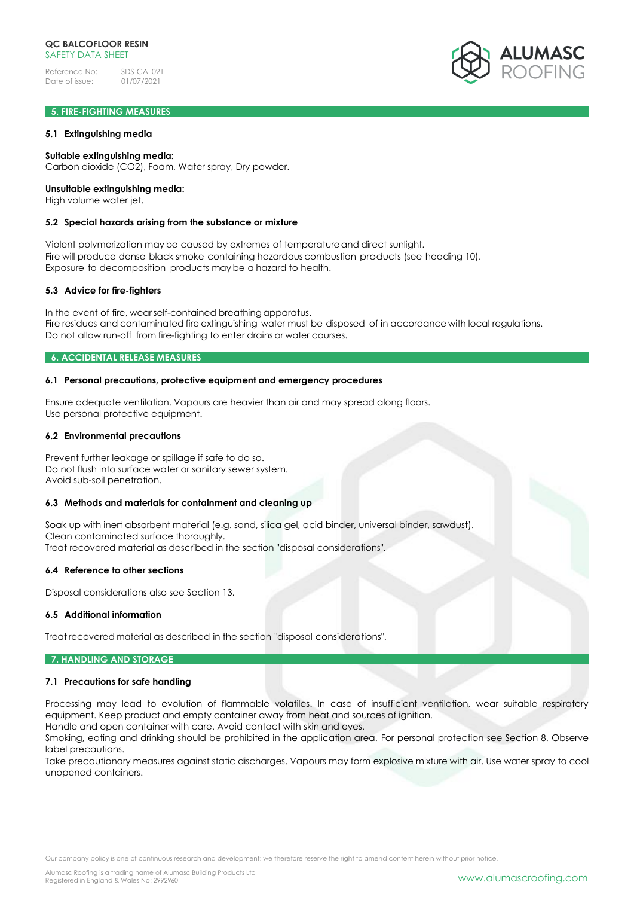## 5. FIRE-FIGHTING MEASURES

### 5.1 Extinguishing media

**Suitable extinguishing media:**
Carbon dioxide ($CO_2$), Foam, Water spray, Dry powder.

**Unsuitable extinguishing media:**
High volume water jet.

### 5.2 Special hazards arising from the substance or mixture

Violent polymerization may be caused by extremes of temperature and direct sunlight.
Fire will produce dense black smoke containing hazardous combustion products (see heading 10).
Exposure to decomposition products may be a hazard to health.

### 5.3 Advice for fire-fighters

In the event of fire, wear self-contained breathing apparatus.
Fire residues and contaminated fire extinguishing water must be disposed of in accordance with local regulations.
Do not allow run-off from fire-fighting to enter drains or water courses.

## 6. ACCIDENTAL RELEASE MEASURES

### 6.1 Personal precautions, protective equipment and emergency procedures

Ensure adequate ventilation. Vapours are heavier than air and may spread along floors.
Use personal protective equipment.

### 6.2 Environmental precautions

Prevent further leakage or spillage if safe to do so.
Do not flush into surface water or sanitary sewer system.
Avoid sub-soil penetration.

### 6.3 Methods and materials for containment and cleaning up

Soak up with inert absorbent material (e.g. sand, silica gel, acid binder, universal binder, sawdust).
Clean contaminated surface thoroughly.
Treat recovered material as described in the section "disposal considerations".

### 6.4 Reference to other sections

Disposal considerations also see Section 13.

### 6.5 Additional information

Treat recovered material as described in the section "disposal considerations".

## 7. HANDLING AND STORAGE

### 7.1 Precautions for safe handling

Processing may lead to evolution of flammable volatiles. In case of insufficient ventilation, wear suitable respiratory equipment. Keep product and empty container away from heat and sources of ignition.
Handle and open container with care. Avoid contact with skin and eyes.
Smoking, eating and drinking should be prohibited in the application area. For personal protection see Section 8. Observe label precautions.
Take precautionary measures against static discharges. Vapours may form explosive mixture with air. Use water spray to cool unopened containers.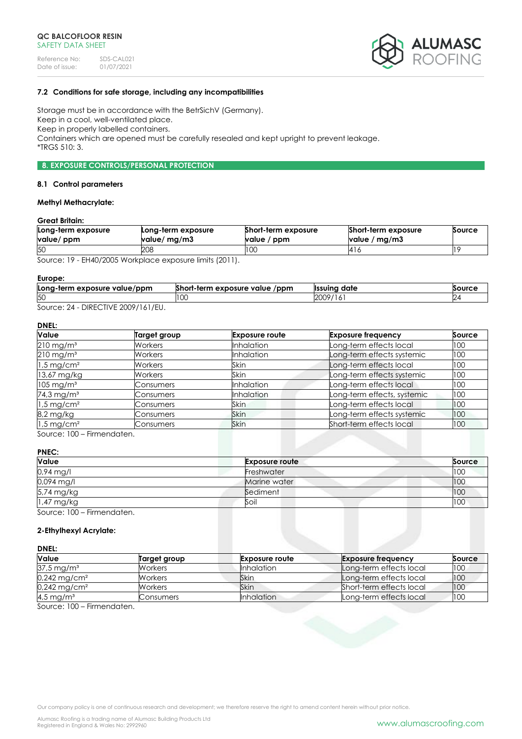### 7.2 Conditions for safe storage, including any incompatibilities

Storage must be in accordance with the BetrSichV (Germany).
Keep in a cool, well-ventilated place.
Keep in properly labelled containers.
Containers which are opened must be carefully resealed and kept upright to prevent leakage.
*TRGS 510: 3.

## 8. EXPOSURE CONTROLS/PERSONAL PROTECTION

### 8.1 Control parameters

**Methyl Methacrylate:**

**Great Britain:**

| Long-term exposure value/ ppm | Long-term exposure value/ mg/m3 | Short-term exposure value / ppm | Short-term exposure value / mg/m3 | Source |
|---|---|---|---|---|
| 50 | 208 | 100 | 416 | 19 |

Source: 19 - EH40/2005 Workplace exposure limits (2011).

**Europe:**

| Long-term exposure value/ppm | Short-term exposure value /ppm | Issuing date | Source |
|---|---|---|---|
| 50 | 100 | 2009/161 | 24 |

Source: 24 - DIRECTIVE 2009/161/EU.

**DNEL:**

| Value | Target group | Exposure route | Exposure frequency | Source |
|---|---|---|---|---|
| 210 mg/m³ | Workers | Inhalation | Long-term effects local | 100 |
| 210 mg/m³ | Workers | Inhalation | Long-term effects systemic | 100 |
| 1,5 mg/cm² | Workers | Skin | Long-term effects local | 100 |
| 13,67 mg/kg | Workers | Skin | Long-term effects systemic | 100 |
| 105 mg/m³ | Consumers | Inhalation | Long-term effects local | 100 |
| 74,3 mg/m³ | Consumers | Inhalation | Long-term effects, systemic | 100 |
| 1,5 mg/cm² | Consumers | Skin | Long-term effects local | 100 |
| 8,2 mg/kg | Consumers | Skin | Long-term effects systemic | 100 |
| 1,5 mg/cm² | Consumers | Skin | Short-term effects local | 100 |

Source: 100 – Firmendaten.

**PNEC:**

| Value | Exposure route | Source |
|---|---|---|
| 0,94 mg/l | Freshwater | 100 |
| 0,094 mg/l | Marine water | 100 |
| 5,74 mg/kg | Sediment | 100 |
| 1,47 mg/kg | Soil | 100 |

Source: 100 – Firmendaten.

**2-Ethylhexyl Acrylate:**

**DNEL:**

| Value | Target group | Exposure route | Exposure frequency | Source |
|---|---|---|---|---|
| 37,5 mg/m³ | Workers | Inhalation | Long-term effects local | 100 |
| 0,242 mg/cm² | Workers | Skin | Long-term effects local | 100 |
| 0,242 mg/cm² | Workers | Skin | Short-term effects local | 100 |
| 4,5 mg/m³ | Consumers | Inhalation | Long-term effects local | 100 |

Source: 100 – Firmendaten.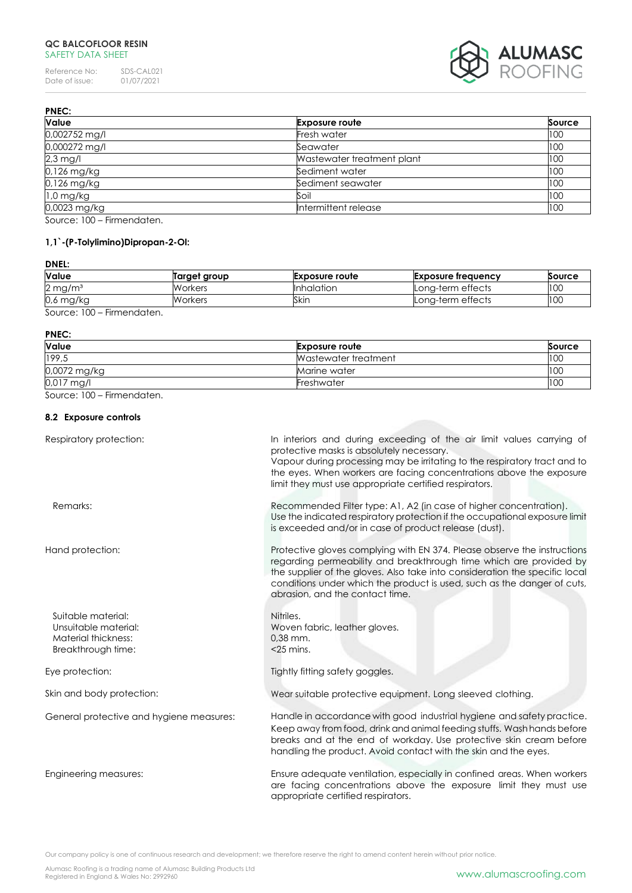**PNEC:**

| Value | Exposure route | Source |
|---|---|---|
| 0,002752 mg/l | Fresh water | 100 |
| 0,000272 mg/l | Seawater | 100 |
| 2,3 mg/l | Wastewater treatment plant | 100 |
| 0,126 mg/kg | Sediment water | 100 |
| 0,126 mg/kg | Sediment seawater | 100 |
| 1,0 mg/kg | Soil | 100 |
| 0,0023 mg/kg | Intermittent release | 100 |

Source: 100 – Firmendaten.

**1,1`-(P-Tolylimino)Dipropan-2-Ol:**

**DNEL:**

| Value | Target group | Exposure route | Exposure frequency | Source |
|---|---|---|---|---|
| 2 mg/m³ | Workers | Inhalation | Long-term effects | 100 |
| 0,6 mg/kg | Workers | Skin | Long-term effects | 100 |

Source: 100 – Firmendaten.

**PNEC:**

| Value | Exposure route | Source |
|---|---|---|
| 199,5 | Wastewater treatment | 100 |
| 0,0072 mg/kg | Marine water | 100 |
| 0,017 mg/l | Freshwater | 100 |

Source: 100 – Firmendaten.

### 8.2 Exposure controls

**Respiratory protection:** In interiors and during exceeding of the air limit values carrying of protective masks is absolutely necessary. Vapour during processing may be irritating to the respiratory tract and to the eyes. When workers are facing concentrations above the exposure limit they must use appropriate certified respirators.

**Remarks:** Recommended Filter type: A1, A2 (in case of higher concentration). Use the indicated respiratory protection if the occupational exposure limit is exceeded and/or in case of product release (dust).

**Hand protection:** Protective gloves complying with EN 374. Please observe the instructions regarding permeability and breakthrough time which are provided by the supplier of the gloves. Also take into consideration the specific local conditions under which the product is used, such as the danger of cuts, abrasion, and the contact time.

- Suitable material: Nitriles.
- Unsuitable material: Woven fabric, leather gloves.
- Material thickness: 0,38 mm.
- Breakthrough time: <25 mins.

**Eye protection:** Tightly fitting safety goggles.

**Skin and body protection:** Wear suitable protective equipment. Long sleeved clothing.

**General protective and hygiene measures:** Handle in accordance with good industrial hygiene and safety practice. Keep away from food, drink and animal feeding stuffs. Wash hands before breaks and at the end of workday. Use protective skin cream before handling the product. Avoid contact with the skin and the eyes.

**Engineering measures:** Ensure adequate ventilation, especially in confined areas. When workers are facing concentrations above the exposure limit they must use appropriate certified respirators.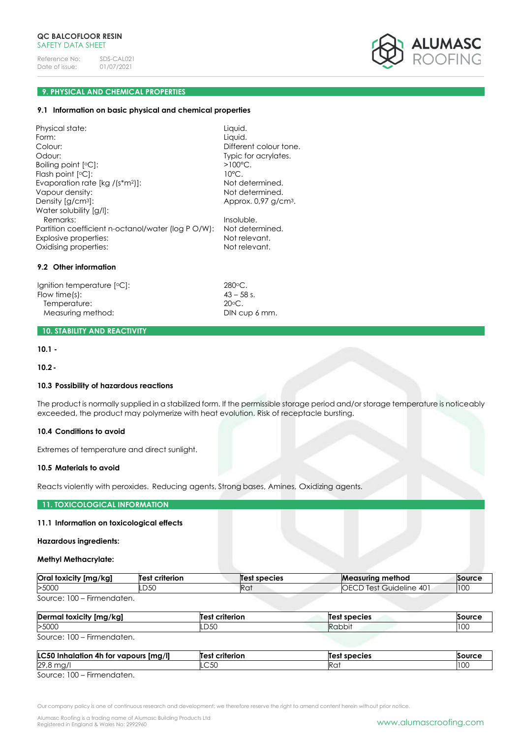## 9. PHYSICAL AND CHEMICAL PROPERTIES

### 9.1 Information on basic physical and chemical properties

| | |
|---|---|
| Physical state: | Liquid. |
| Form: | Liquid. |
| Colour: | Different colour tone. |
| Odour: | Typic for acrylates. |
| Boiling point [°C]: | >100°C. |
| Flash point [°C]: | 10°C. |
| Evaporation rate [kg /(s*m²)]: | Not determined. |
| Vapour density: | Not determined. |
| Density [g/cm³]: | Approx. 0,97 g/cm³. |
| Water solubility [g/l]: | |
| Remarks: | Insoluble. |
| Partition coefficient n-octanol/water (log P O/W): | Not determined. |
| Explosive properties: | Not relevant. |
| Oxidising properties: | Not relevant. |

### 9.2 Other information

| | |
|---|---|
| Ignition temperature [°C]: | 280°C. |
| Flow time(s): | 43 – 58 s. |
| Temperature: | 20°C. |
| Measuring method: | DIN cup 6 mm. |

## 10. STABILITY AND REACTIVITY

**10.1 -**

**10.2 -**

### 10.3 Possibility of hazardous reactions

The product is normally supplied in a stabilized form. If the permissible storage period and/or storage temperature is noticeably exceeded, the product may polymerize with heat evolution. Risk of receptacle bursting.

### 10.4 Conditions to avoid

Extremes of temperature and direct sunlight.

### 10.5 Materials to avoid

Reacts violently with peroxides. Reducing agents, Strong bases, Amines, Oxidizing agents.

## 11. TOXICOLOGICAL INFORMATION

### 11.1 Information on toxicological effects

**Hazardous ingredients:**

**Methyl Methacrylate:**

| Oral toxicity [mg/kg] | Test criterion | Test species | Measuring method | Source |
|---|---|---|---|---|
| >5000 | LD50 | Rat | OECD Test Guideline 401 | 100 |

Source: 100 – Firmendaten.

| Dermal toxicity [mg/kg] | Test criterion | Test species | Source |
|---|---|---|---|
| >5000 | LD50 | Rabbit | 100 |

Source: 100 – Firmendaten.

| LC50 Inhalation 4h for vapours [mg/l] | Test criterion | Test species | Source |
|---|---|---|---|
| 29,8 mg/l | LC50 | Rat | 100 |

Source: 100 – Firmendaten.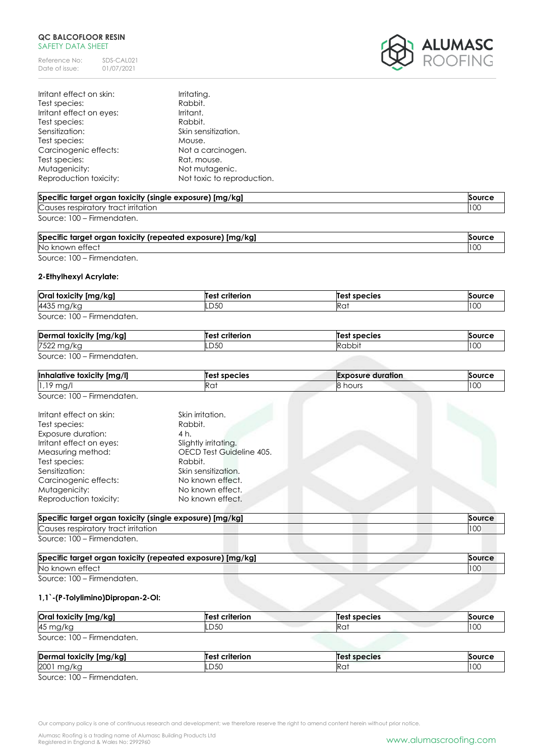| | |
|---|---|
| Irritant effect on skin: | Irritating. |
| Test species: | Rabbit. |
| Irritant effect on eyes: | Irritant. |
| Test species: | Rabbit. |
| Sensitization: | Skin sensitization. |
| Test species: | Mouse. |
| Carcinogenic effects: | Not a carcinogen. |
| Test species: | Rat, mouse. |
| Mutagenicity: | Not mutagenic. |
| Reproduction toxicity: | Not toxic to reproduction. |

| Specific target organ toxicity (single exposure) [mg/kg] | Source |
|---|---|
| Causes respiratory tract irritation | 100 |

Source: 100 – Firmendaten.

| Specific target organ toxicity (repeated exposure) [mg/kg] | Source |
|---|---|
| No known effect | 100 |

Source: 100 – Firmendaten.

**2-Ethylhexyl Acrylate:**

| Oral toxicity [mg/kg] | Test criterion | Test species | Source |
|---|---|---|---|
| 4435 mg/kg | LD50 | Rat | 100 |

Source: 100 – Firmendaten.

| Dermal toxicity [mg/kg] | Test criterion | Test species | Source |
|---|---|---|---|
| 7522 mg/kg | LD50 | Rabbit | 100 |

Source: 100 – Firmendaten.

| Inhalative toxicity [mg/l] | Test species | Exposure duration | Source |
|---|---|---|---|
| 1,19 mg/l | Rat | 8 hours | 100 |

Source: 100 – Firmendaten.

| | |
|---|---|
| Irritant effect on skin: | Skin irritation. |
| Test species: | Rabbit. |
| Exposure duration: | 4 h. |
| Irritant effect on eyes: | Slightly irritating. |
| Measuring method: | OECD Test Guideline 405. |
| Test species: | Rabbit. |
| Sensitization: | Skin sensitization. |
| Carcinogenic effects: | No known effect. |
| Mutagenicity: | No known effect. |
| Reproduction toxicity: | No known effect. |

| Specific target organ toxicity (single exposure) [mg/kg] | Source |
|---|---|
| Causes respiratory tract irritation | 100 |

Source: 100 – Firmendaten.

| Specific target organ toxicity (repeated exposure) [mg/kg] | Source |
|---|---|
| No known effect | 100 |

Source: 100 – Firmendaten.

**1,1`-(P-Tolylimino)Dipropan-2-Ol:**

| Oral toxicity [mg/kg] | Test criterion | Test species | Source |
|---|---|---|---|
| 45 mg/kg | LD50 | Rat | 100 |

Source: 100 – Firmendaten.

| Dermal toxicity [mg/kg] | Test criterion | Test species | Source |
|---|---|---|---|
| 2001 mg/kg | LD50 | Rat | 100 |

Source: 100 – Firmendaten.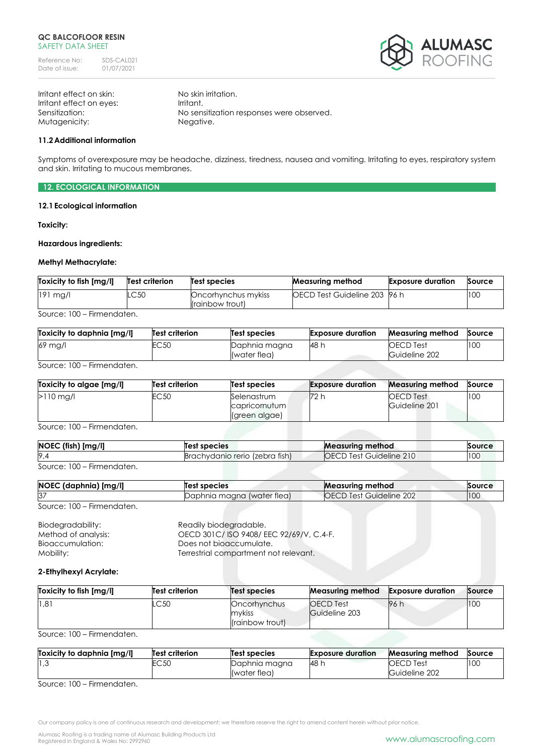Irritant effect on skin: No skin irritation.
Irritant effect on eyes: Irritant.
Sensitization: No sensitization responses were observed.
Mutagenicity: Negative.

**11.2 Additional information**

Symptoms of overexposure may be headache, dizziness, tiredness, nausea and vomiting. Irritating to eyes, respiratory system and skin. Irritating to mucous membranes.

## 12. ECOLOGICAL INFORMATION

**12.1 Ecological information**

**Toxicity:**

**Hazardous ingredients:**

**Methyl Methacrylate:**

| Toxicity to fish [mg/l] | Test criterion | Test species | Measuring method | Exposure duration | Source |
|---|---|---|---|---|---|
| 191 mg/l | LC50 | Oncorhynchus mykiss (rainbow trout) | OECD Test Guideline 203 | 96 h | 100 |

Source: 100 – Firmendaten.

| Toxicity to daphnia [mg/l] | Test criterion | Test species | Exposure duration | Measuring method | Source |
|---|---|---|---|---|---|
| 69 mg/l | EC50 | Daphnia magna (water flea) | 48 h | OECD Test Guideline 202 | 100 |

Source: 100 – Firmendaten.

| Toxicity to algae [mg/l] | Test criterion | Test species | Exposure duration | Measuring method | Source |
|---|---|---|---|---|---|
| >110 mg/l | EC50 | Selenastrum capricornutum (green algae) | 72 h | OECD Test Guideline 201 | 100 |

Source: 100 – Firmendaten.

| NOEC (fish) [mg/l] | Test species | Measuring method | Source |
|---|---|---|---|
| 9,4 | Brachydanio rerio (zebra fish) | OECD Test Guideline 210 | 100 |

Source: 100 – Firmendaten.

| NOEC (daphnia) [mg/l] | Test species | Measuring method | Source |
|---|---|---|---|
| 37 | Daphnia magna (water flea) | OECD Test Guideline 202 | 100 |

Source: 100 – Firmendaten.

Biodegradability: Readily biodegradable.
Method of analysis: OECD 301C/ ISO 9408/ EEC 92/69/V, C.4-F.
Bioaccumulation: Does not bioaccumulate.
Mobility: Terrestrial compartment not relevant.

**2-Ethylhexyl Acrylate:**

| Toxicity to fish [mg/l] | Test criterion | Test species | Measuring method | Exposure duration | Source |
|---|---|---|---|---|---|
| 1,81 | LC50 | Oncorhynchus mykiss (rainbow trout) | OECD Test Guideline 203 | 96 h | 100 |

Source: 100 – Firmendaten.

| Toxicity to daphnia [mg/l] | Test criterion | Test species | Exposure duration | Measuring method | Source |
|---|---|---|---|---|---|
| 1,3 | EC50 | Daphnia magna (water flea) | 48 h | OECD Test Guideline 202 | 100 |

Source: 100 – Firmendaten.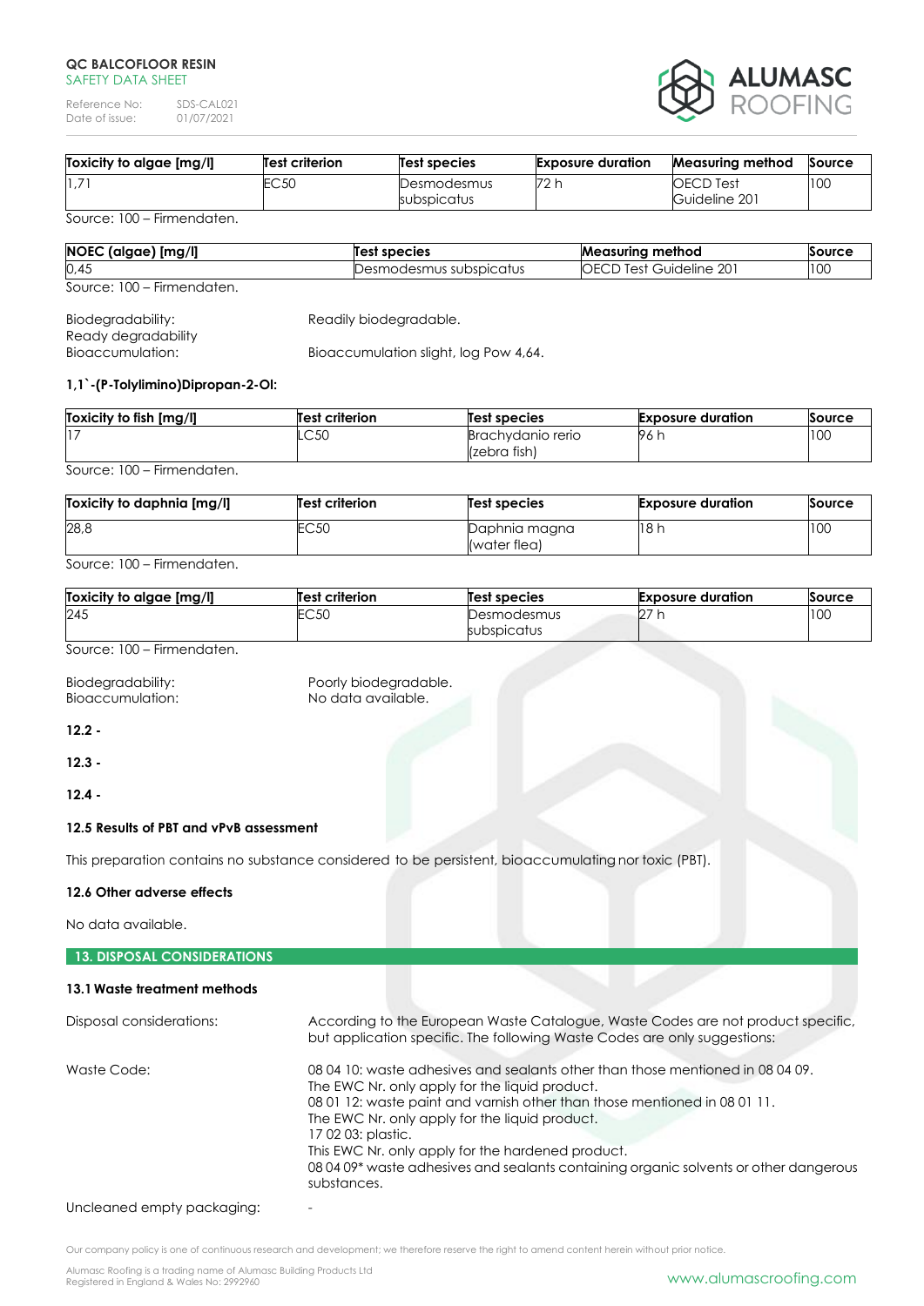| Toxicity to algae [mg/l] | Test criterion | Test species | Exposure duration | Measuring method | Source |
|---|---|---|---|---|---|
| 1,71 | EC50 | Desmodesmus subspicatus | 72 h | OECD Test Guideline 201 | 100 |

Source: 100 – Firmendaten.

| NOEC (algae) [mg/l] | Test species | Measuring method | Source |
|---|---|---|---|
| 0,45 | Desmodesmus subspicatus | OECD Test Guideline 201 | 100 |

Source: 100 – Firmendaten.

Biodegradability: Readily biodegradable.
Ready degradability
Bioaccumulation: Bioaccumulation slight, log Pow 4,64.

**1,1`-(P-Tolylimino)Dipropan-2-Ol:**

| Toxicity to fish [mg/l] | Test criterion | Test species | Exposure duration | Source |
|---|---|---|---|---|
| 17 | LC50 | Brachydanio rerio (zebra fish) | 96 h | 100 |

Source: 100 – Firmendaten.

| Toxicity to daphnia [mg/l] | Test criterion | Test species | Exposure duration | Source |
|---|---|---|---|---|
| 28,8 | EC50 | Daphnia magna (water flea) | 18 h | 100 |

Source: 100 – Firmendaten.

| Toxicity to algae [mg/l] | Test criterion | Test species | Exposure duration | Source |
|---|---|---|---|---|
| 245 | EC50 | Desmodesmus subspicatus | 27 h | 100 |

Source: 100 – Firmendaten.

Biodegradability: Poorly biodegradable.
Bioaccumulation: No data available.

**12.2 -**

**12.3 -**

**12.4 -**

**12.5 Results of PBT and vPvB assessment**

This preparation contains no substance considered to be persistent, bioaccumulating nor toxic (PBT).

**12.6 Other adverse effects**

No data available.

## 13. DISPOSAL CONSIDERATIONS

**13.1 Waste treatment methods**

Disposal considerations: According to the European Waste Catalogue, Waste Codes are not product specific, but application specific. The following Waste Codes are only suggestions:

Waste Code: 08 04 10: waste adhesives and sealants other than those mentioned in 08 04 09.
The EWC Nr. only apply for the liquid product.
08 01 12: waste paint and varnish other than those mentioned in 08 01 11.
The EWC Nr. only apply for the liquid product.
17 02 03: plastic.
This EWC Nr. only apply for the hardened product.
08 04 09* waste adhesives and sealants containing organic solvents or other dangerous substances.

Uncleaned empty packaging: -

Our company policy is one of continuous research and development; we therefore reserve the right to amend content herein without prior notice.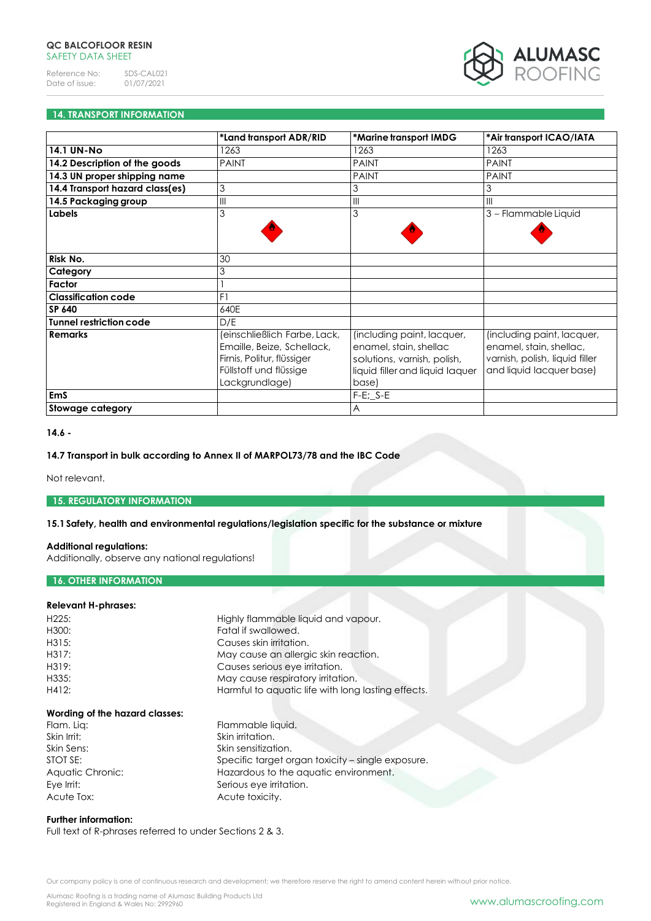## 14. TRANSPORT INFORMATION

| | *Land transport ADR/RID | *Marine transport IMDG | *Air transport ICAO/IATA |
|---|---|---|---|
| **14.1 UN-No** | 1263 | 1263 | 1263 |
| **14.2 Description of the goods** | PAINT | PAINT | PAINT |
| **14.3 UN proper shipping name** | | PAINT | PAINT |
| **14.4 Transport hazard class(es)** | 3 | 3 | 3 |
| **14.5 Packaging group** | III | III | III |
| **Labels** | 3 | 3 | 3 – Flammable Liquid |
| **Risk No.** | 30 | | |
| **Category** | 3 | | |
| **Factor** | 1 | | |
| **Classification code** | F1 | | |
| **SP 640** | 640E | | |
| **Tunnel restriction code** | D/E | | |
| **Remarks** | (einschließlich Farbe, Lack, Emaille, Beize, Schellack, Firnis, Politur, flüssiger Füllstoff und flüssige Lackgrundlage) | (including paint, lacquer, enamel, stain, shellac solutions, varnish, polish, liquid filler and liquid laquer base) | (including paint, lacquer, enamel, stain, shellac, varnish, polish, liquid filler and liquid lacquer base) |
| **EmS** | | F-E;_S-E | |
| **Stowage category** | | A | |

**14.6 -**

**14.7 Transport in bulk according to Annex II of MARPOL73/78 and the IBC Code**

Not relevant.

## 15. REGULATORY INFORMATION

**15.1 Safety, health and environmental regulations/legislation specific for the substance or mixture**

**Additional regulations:**
Additionally, observe any national regulations!

## 16. OTHER INFORMATION

**Relevant H-phrases:**

| | |
|---|---|
| H225: | Highly flammable liquid and vapour. |
| H300: | Fatal if swallowed. |
| H315: | Causes skin irritation. |
| H317: | May cause an allergic skin reaction. |
| H319: | Causes serious eye irritation. |
| H335: | May cause respiratory irritation. |
| H412: | Harmful to aquatic life with long lasting effects. |

**Wording of the hazard classes:**

| | |
|---|---|
| Flam. Liq: | Flammable liquid. |
| Skin Irrit: | Skin irritation. |
| Skin Sens: | Skin sensitization. |
| STOT SE: | Specific target organ toxicity – single exposure. |
| Aquatic Chronic: | Hazardous to the aquatic environment. |
| Eye Irrit: | Serious eye irritation. |
| Acute Tox: | Acute toxicity. |

**Further information:**
Full text of R-phrases referred to under Sections 2 & 3.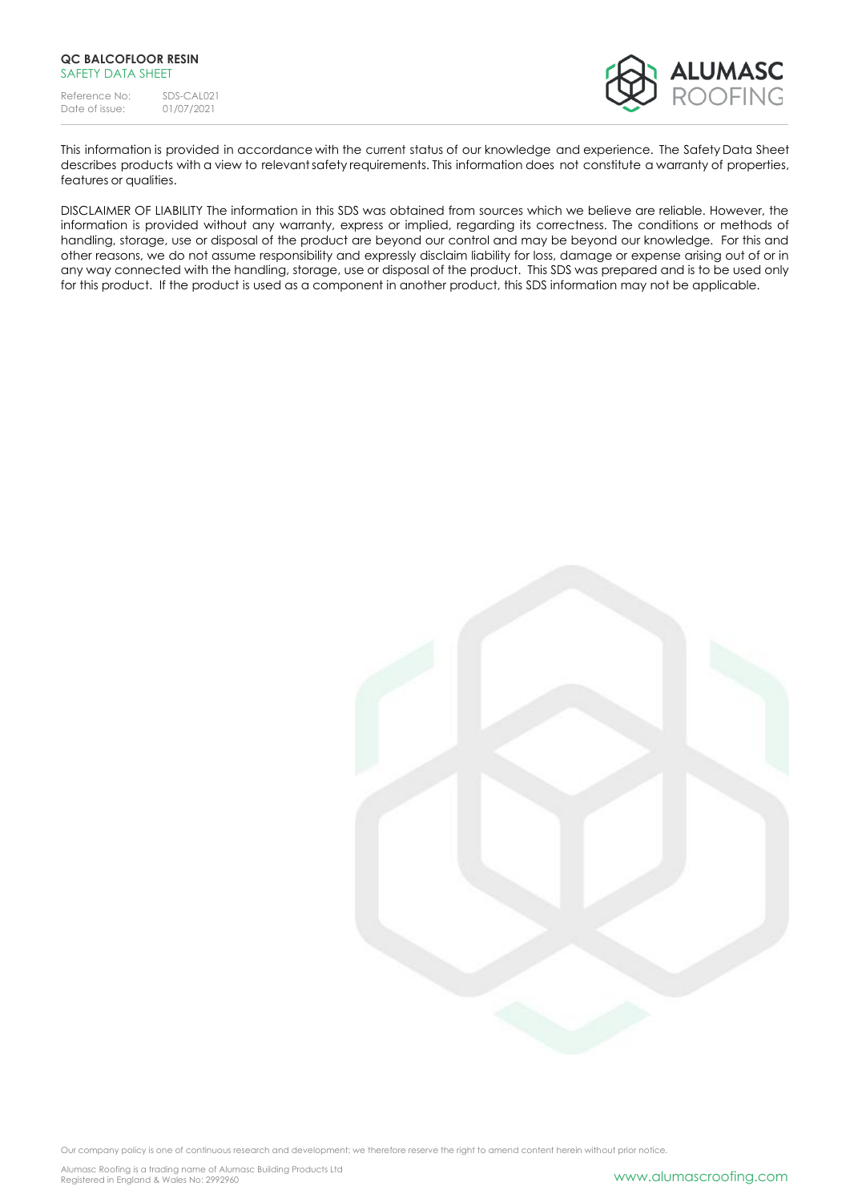This information is provided in accordance with the current status of our knowledge and experience. The Safety Data Sheet describes products with a view to relevant safety requirements. This information does not constitute a warranty of properties, features or qualities.

DISCLAIMER OF LIABILITY The information in this SDS was obtained from sources which we believe are reliable. However, the information is provided without any warranty, express or implied, regarding its correctness. The conditions or methods of handling, storage, use or disposal of the product are beyond our control and may be beyond our knowledge. For this and other reasons, we do not assume responsibility and expressly disclaim liability for loss, damage or expense arising out of or in any way connected with the handling, storage, use or disposal of the product. This SDS was prepared and is to be used only for this product. If the product is used as a component in another product, this SDS information may not be applicable.